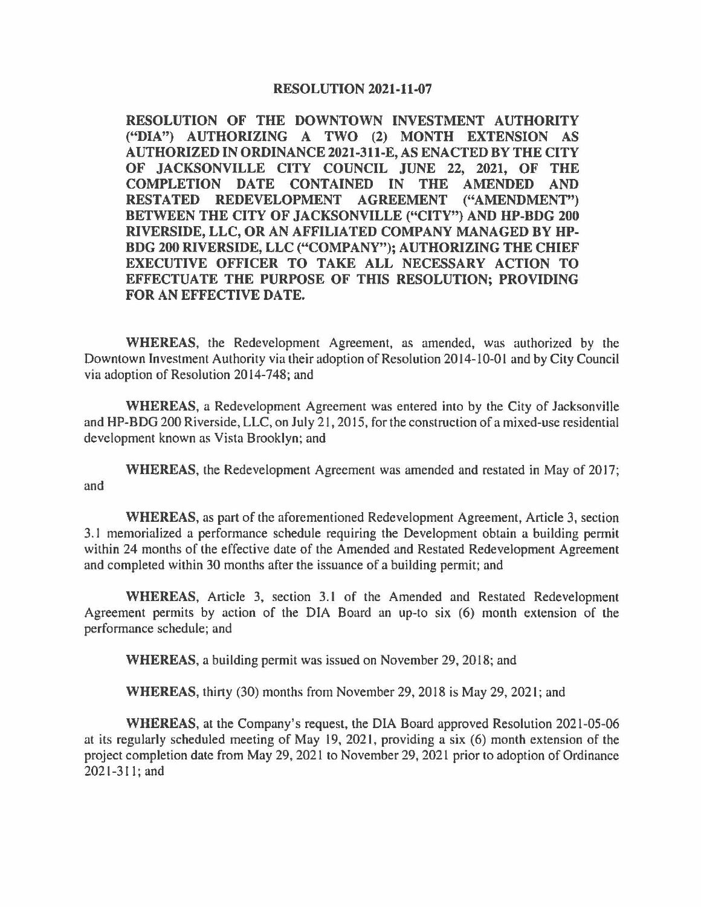# RESOLUTION 2021-11-07

**RESOLUTION OF THE DOWNTOWN INVESTMENT AUTHORITY ("DIA") AUTHORIZING A TWO (2) MONTH EXTENSION AS AUTHORIZED IN ORDINANCE 2021-311-E, AS ENACTED BY THE CITY OF JACKSONVILLE CITY COUNCIL JUNE 22, 2021, OF THE COMPLETION DATE CONTAINED IN THE AMENDED AND RESTATED REDEVELOPMENT AGREEMENT ("AMENDMENT") BETWEEN THE CITY OF JACKSONVILLE ("CITY") AND HP-BDG 200 RIVERSIDE, LLC, OR AN AFFILIATED COMPANY MANAGED BY HP-BDG 200 RIVERSIDE, LLC ("COMPANY"); AUTHORIZING THE CHIEF EXECUTIVE OFFICER TO TAKE ALL NECESSARY ACTION TO EFFECTUATE THE PURPOSE OF THIS RESOLUTION; PROVIDING FOR AN EFFECTIVE DATE.**

**WHEREAS**, the Redevelopment Agreement, as amended, was authorized by the Downtown Investment Authority via their adoption of Resolution 2014-10-01 and by City Council via adoption of Resolution 2014-748; and

**WHEREAS**, a Redevelopment Agreement was entered into by the City of Jacksonville and HP-BDG 200 Riverside, LLC, on July 21, 2015, for the construction of a mixed-use residential development known as Vista Brooklyn; and

**WHEREAS**, the Redevelopment Agreement was amended and restated in May of 2017; and

**WHEREAS**, as part of the aforementioned Redevelopment Agreement, Article 3, section 3.1 memorialized a performance schedule requiring the Development obtain a building permit within 24 months of the effective date of the Amended and Restated Redevelopment Agreement and completed within 30 months after the issuance of a building permit; and

**WHEREAS**, Article 3, section 3.1 of the Amended and Restated Redevelopment Agreement permits by action of the DIA Board an up-to six (6) month extension of the performance schedule; and

**WHEREAS**, a building permit was issued on November 29, 2018; and

**WHEREAS**, thirty (30) months from November 29, 2018 is May 29, 2021; and

**WHEREAS**, at the Company's request, the DIA Board approved Resolution 2021-05-06 at its regularly scheduled meeting of May 19, 2021, providing a six (6) month extension of the project completion date from May 29, 2021 to November 29, 2021 prior to adoption of Ordinance 2021-311; and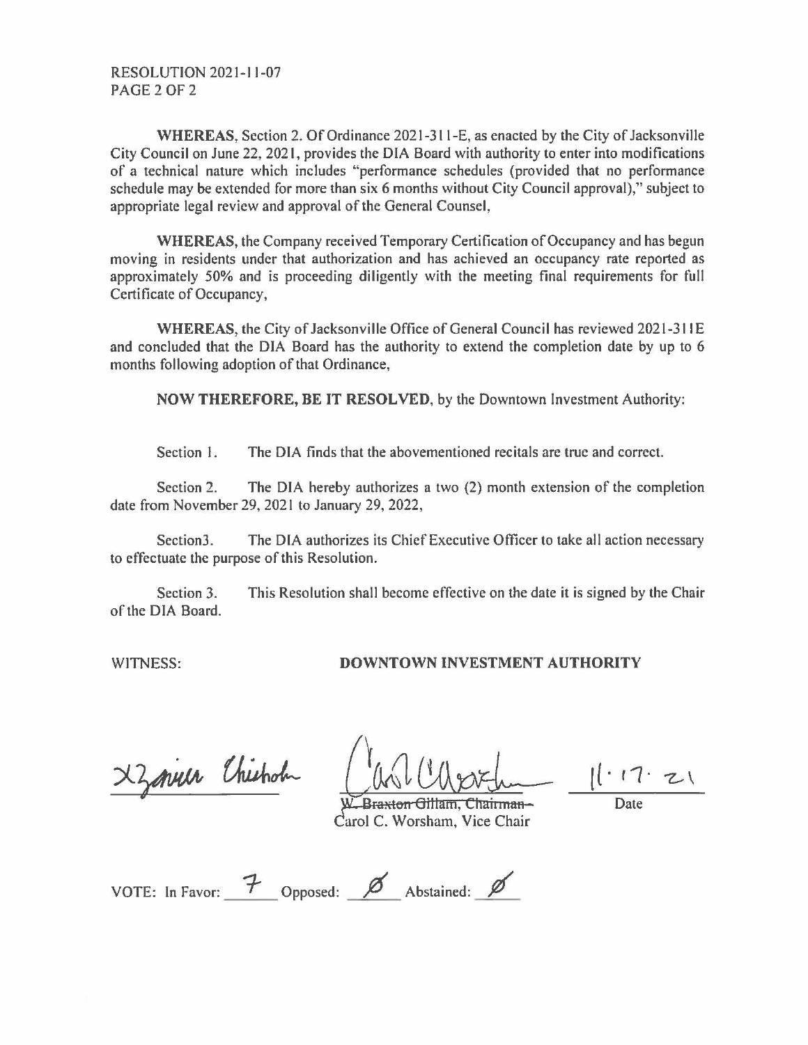**WHEREAS**, Section 2. Of Ordinance 2021-311-E, as enacted by the City of Jacksonville City Council on June 22, 2021, provides the DIA Board with authority to enter into modifications of a technical nature which includes "performance schedules (provided that no performance schedule may be extended for more than six 6 months without City Council approval)," subject to appropriate legal review and approval of the General Counsel,

**WHEREAS**, the Company received Temporary Certification of Occupancy and has begun moving in residents under that authorization and has achieved an occupancy rate reported as approximately 50% and is proceeding diligently with the meeting final requirements for full Certificate of Occupancy,

**WHEREAS**, the City of Jacksonville Office of General Council has reviewed 2021-311E and concluded that the DIA Board has the authority to extend the completion date by up to 6 months following adoption of that Ordinance,

**NOW THEREFORE, BE IT RESOLVED**, by the Downtown Investment Authority:

Section 1. The DIA finds that the abovementioned recitals are true and correct.

Section 2. The DIA hereby authorizes a two (2) month extension of the completion date from November 29, 2021 to January 29, 2022,

Section3. The DIA authorizes its Chief Executive Officer to take all action necessary to effectuate the purpose of this Resolution.

Section 3. This Resolution shall become effective on the date it is signed by the Chair of the DIA Board.

WITNESS: **DOWNTOWN INVESTMENT AUTHORITY**

~~W. Braxton Gillam, Chairman~~
Carol C. Worsham, Vice Chair

11.17.21
Date

VOTE: In Favor: 7 Opposed: Ø Abstained: Ø